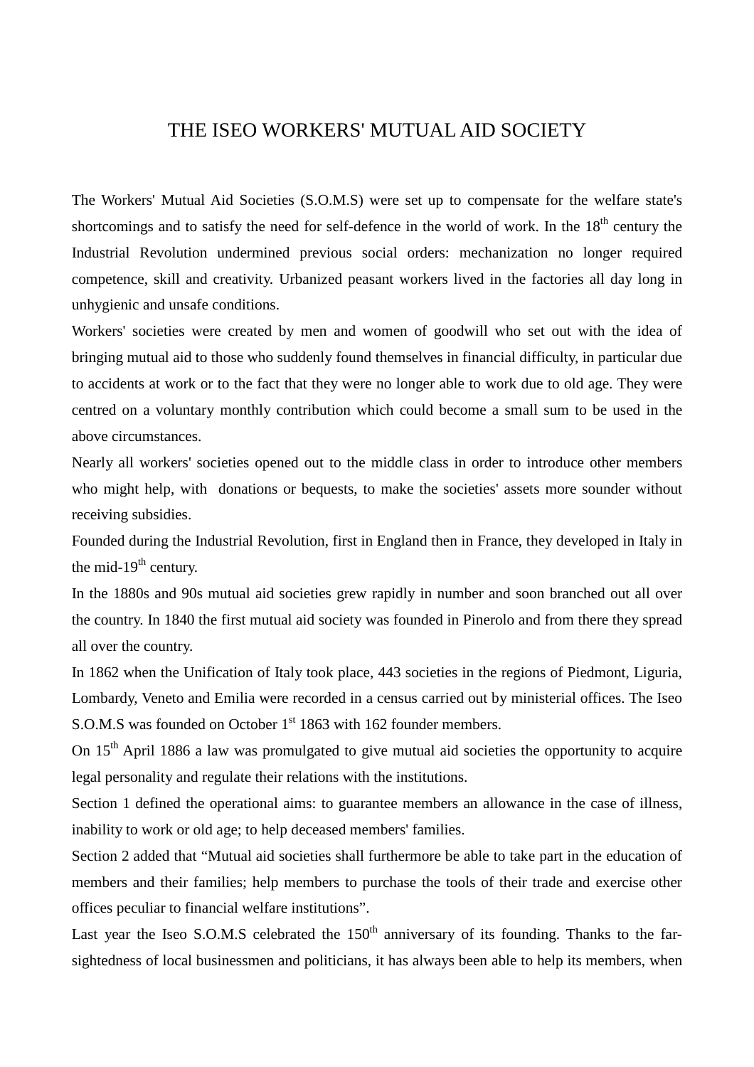# THE ISEO WORKERS' MUTUAL AID SOCIETY

The Workers' Mutual Aid Societies (S.O.M.S) were set up to compensate for the welfare state's shortcomings and to satisfy the need for self-defence in the world of work. In the 18th century the Industrial Revolution undermined previous social orders: mechanization no longer required competence, skill and creativity. Urbanized peasant workers lived in the factories all day long in unhygienic and unsafe conditions.

Workers' societies were created by men and women of goodwill who set out with the idea of bringing mutual aid to those who suddenly found themselves in financial difficulty, in particular due to accidents at work or to the fact that they were no longer able to work due to old age. They were centred on a voluntary monthly contribution which could become a small sum to be used in the above circumstances.

Nearly all workers' societies opened out to the middle class in order to introduce other members who might help, with donations or bequests, to make the societies' assets more sounder without receiving subsidies.

Founded during the Industrial Revolution, first in England then in France, they developed in Italy in the mid-19th century.

In the 1880s and 90s mutual aid societies grew rapidly in number and soon branched out all over the country. In 1840 the first mutual aid society was founded in Pinerolo and from there they spread all over the country.

In 1862 when the Unification of Italy took place, 443 societies in the regions of Piedmont, Liguria, Lombardy, Veneto and Emilia were recorded in a census carried out by ministerial offices. The Iseo S.O.M.S was founded on October 1st 1863 with 162 founder members.

On 15th April 1886 a law was promulgated to give mutual aid societies the opportunity to acquire legal personality and regulate their relations with the institutions.

Section 1 defined the operational aims: to guarantee members an allowance in the case of illness, inability to work or old age; to help deceased members' families.

Section 2 added that "Mutual aid societies shall furthermore be able to take part in the education of members and their families; help members to purchase the tools of their trade and exercise other offices peculiar to financial welfare institutions".

Last year the Iseo S.O.M.S celebrated the 150th anniversary of its founding. Thanks to the far-sightedness of local businessmen and politicians, it has always been able to help its members, when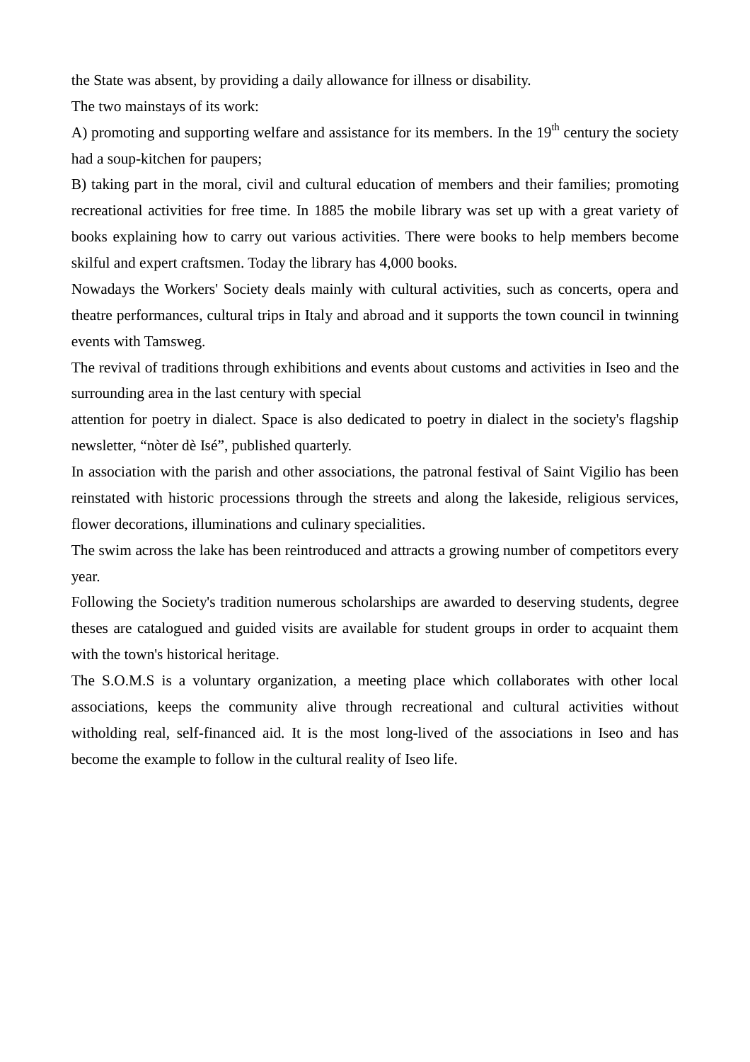the State was absent, by providing a daily allowance for illness or disability.

The two mainstays of its work:

A) promoting and supporting welfare and assistance for its members. In the 19th century the society had a soup-kitchen for paupers;

B) taking part in the moral, civil and cultural education of members and their families; promoting recreational activities for free time. In 1885 the mobile library was set up with a great variety of books explaining how to carry out various activities. There were books to help members become skilful and expert craftsmen. Today the library has 4,000 books.

Nowadays the Workers' Society deals mainly with cultural activities, such as concerts, opera and theatre performances, cultural trips in Italy and abroad and it supports the town council in twinning events with Tamsweg.

The revival of traditions through exhibitions and events about customs and activities in Iseo and the surrounding area in the last century with special attention for poetry in dialect. Space is also dedicated to poetry in dialect in the society's flagship newsletter, "nòter dè Isé", published quarterly.

In association with the parish and other associations, the patronal festival of Saint Vigilio has been reinstated with historic processions through the streets and along the lakeside, religious services, flower decorations, illuminations and culinary specialities.

The swim across the lake has been reintroduced and attracts a growing number of competitors every year.

Following the Society's tradition numerous scholarships are awarded to deserving students, degree theses are catalogued and guided visits are available for student groups in order to acquaint them with the town's historical heritage.

The S.O.M.S is a voluntary organization, a meeting place which collaborates with other local associations, keeps the community alive through recreational and cultural activities without witholding real, self-financed aid. It is the most long-lived of the associations in Iseo and has become the example to follow in the cultural reality of Iseo life.